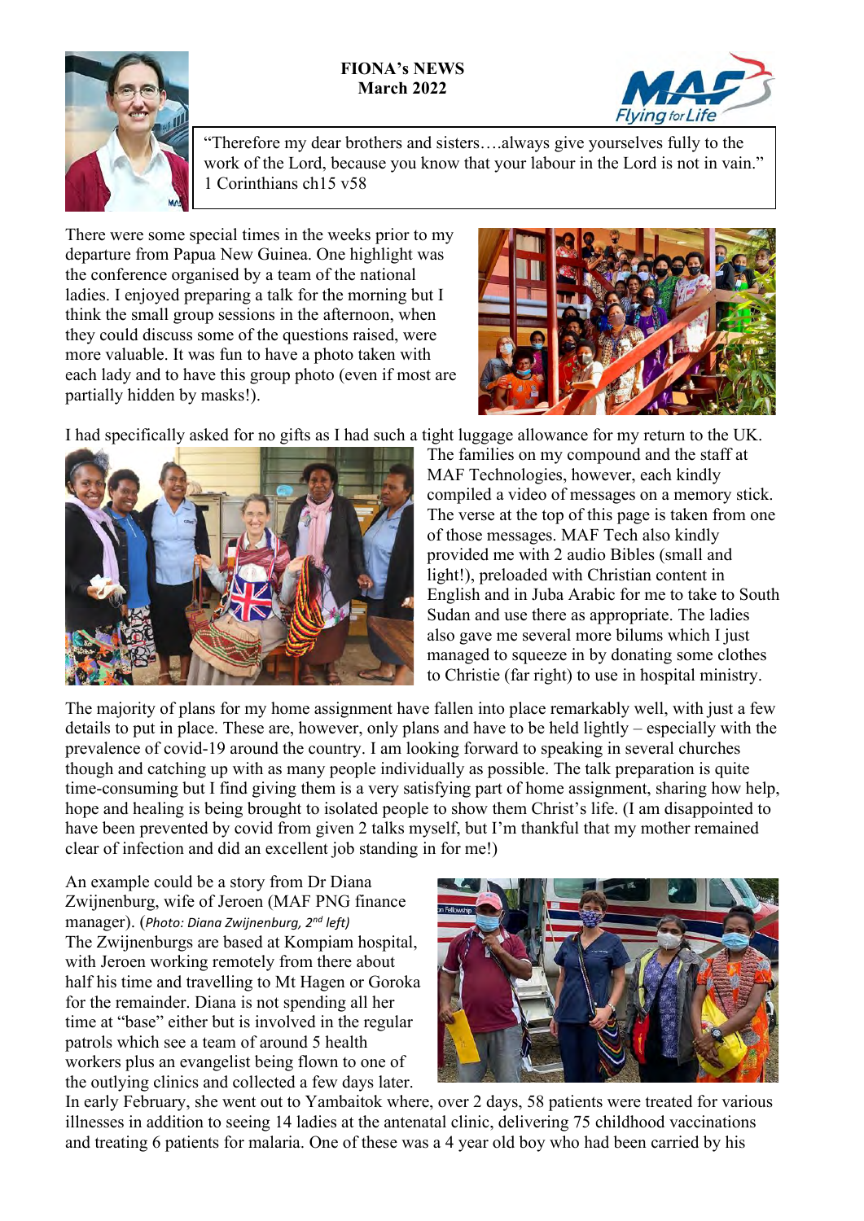# FIONA's NEWS
## March 2022

"Therefore my dear brothers and sisters….always give yourselves fully to the work of the Lord, because you know that your labour in the Lord is not in vain." 1 Corinthians ch15 v58

There were some special times in the weeks prior to my departure from Papua New Guinea. One highlight was the conference organised by a team of the national ladies. I enjoyed preparing a talk for the morning but I think the small group sessions in the afternoon, when they could discuss some of the questions raised, were more valuable. It was fun to have a photo taken with each lady and to have this group photo (even if most are partially hidden by masks!).

I had specifically asked for no gifts as I had such a tight luggage allowance for my return to the UK. The families on my compound and the staff at MAF Technologies, however, each kindly compiled a video of messages on a memory stick. The verse at the top of this page is taken from one of those messages. MAF Tech also kindly provided me with 2 audio Bibles (small and light!), preloaded with Christian content in English and in Juba Arabic for me to take to South Sudan and use there as appropriate. The ladies also gave me several more bilums which I just managed to squeeze in by donating some clothes to Christie (far right) to use in hospital ministry.

The majority of plans for my home assignment have fallen into place remarkably well, with just a few details to put in place. These are, however, only plans and have to be held lightly – especially with the prevalence of covid-19 around the country. I am looking forward to speaking in several churches though and catching up with as many people individually as possible. The talk preparation is quite time-consuming but I find giving them is a very satisfying part of home assignment, sharing how help, hope and healing is being brought to isolated people to show them Christ's life. (I am disappointed to have been prevented by covid from given 2 talks myself, but I'm thankful that my mother remained clear of infection and did an excellent job standing in for me!)

An example could be a story from Dr Diana Zwijnenburg, wife of Jeroen (MAF PNG finance manager). (*Photo: Diana Zwijnenburg, 2nd left)*

The Zwijnenburgs are based at Kompiam hospital, with Jeroen working remotely from there about half his time and travelling to Mt Hagen or Goroka for the remainder. Diana is not spending all her time at "base" either but is involved in the regular patrols which see a team of around 5 health workers plus an evangelist being flown to one of the outlying clinics and collected a few days later. In early February, she went out to Yambaitok where, over 2 days, 58 patients were treated for various illnesses in addition to seeing 14 ladies at the antenatal clinic, delivering 75 childhood vaccinations and treating 6 patients for malaria. One of these was a 4 year old boy who had been carried by his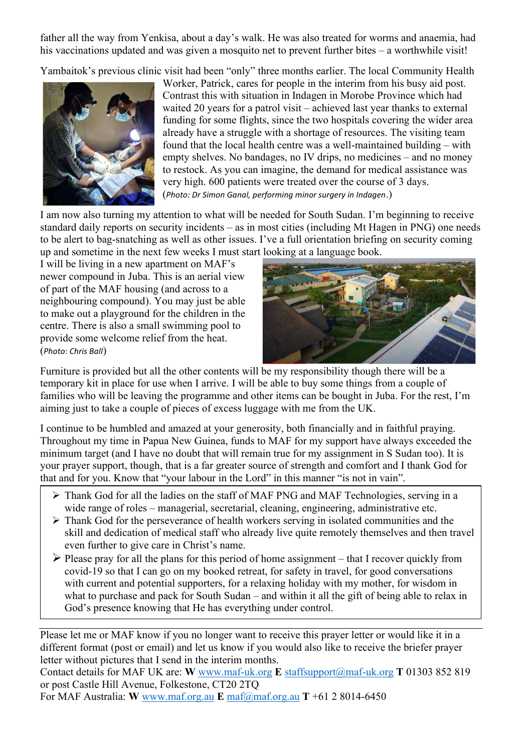father all the way from Yenkisa, about a day's walk. He was also treated for worms and anaemia, had his vaccinations updated and was given a mosquito net to prevent further bites – a worthwhile visit!

Yambaitok's previous clinic visit had been "only" three months earlier. The local Community Health Worker, Patrick, cares for people in the interim from his busy aid post. Contrast this with situation in Indagen in Morobe Province which had waited 20 years for a patrol visit – achieved last year thanks to external funding for some flights, since the two hospitals covering the wider area already have a struggle with a shortage of resources. The visiting team found that the local health centre was a well-maintained building – with empty shelves. No bandages, no IV drips, no medicines – and no money to restock. As you can imagine, the demand for medical assistance was very high. 600 patients were treated over the course of 3 days.

(*Photo: Dr Simon Ganal, performing minor surgery in Indagen*.)

I am now also turning my attention to what will be needed for South Sudan. I'm beginning to receive standard daily reports on security incidents – as in most cities (including Mt Hagen in PNG) one needs to be alert to bag-snatching as well as other issues. I've a full orientation briefing on security coming up and sometime in the next few weeks I must start looking at a language book.

I will be living in a new apartment on MAF's newer compound in Juba. This is an aerial view of part of the MAF housing (and across to a neighbouring compound). You may just be able to make out a playground for the children in the centre. There is also a small swimming pool to provide some welcome relief from the heat.

(*Photo: Chris Ball*)

Furniture is provided but all the other contents will be my responsibility though there will be a temporary kit in place for use when I arrive. I will be able to buy some things from a couple of families who will be leaving the programme and other items can be bought in Juba. For the rest, I'm aiming just to take a couple of pieces of excess luggage with me from the UK.

I continue to be humbled and amazed at your generosity, both financially and in faithful praying. Throughout my time in Papua New Guinea, funds to MAF for my support have always exceeded the minimum target (and I have no doubt that will remain true for my assignment in S Sudan too). It is your prayer support, though, that is a far greater source of strength and comfort and I thank God for that and for you. Know that "your labour in the Lord" in this manner "is not in vain".

- Thank God for all the ladies on the staff of MAF PNG and MAF Technologies, serving in a wide range of roles – managerial, secretarial, cleaning, engineering, administrative etc.
- Thank God for the perseverance of health workers serving in isolated communities and the skill and dedication of medical staff who already live quite remotely themselves and then travel even further to give care in Christ's name.
- Please pray for all the plans for this period of home assignment – that I recover quickly from covid-19 so that I can go on my booked retreat, for safety in travel, for good conversations with current and potential supporters, for a relaxing holiday with my mother, for wisdom in what to purchase and pack for South Sudan – and within it all the gift of being able to relax in God's presence knowing that He has everything under control.

---

Please let me or MAF know if you no longer want to receive this prayer letter or would like it in a different format (post or email) and let us know if you would also like to receive the briefer prayer letter without pictures that I send in the interim months.

Contact details for MAF UK are: **W** www.maf-uk.org **E** staffsupport@maf-uk.org **T** 01303 852 819 or post Castle Hill Avenue, Folkestone, CT20 2TQ

For MAF Australia: **W** www.maf.org.au **E** maf@maf.org.au **T** +61 2 8014-6450